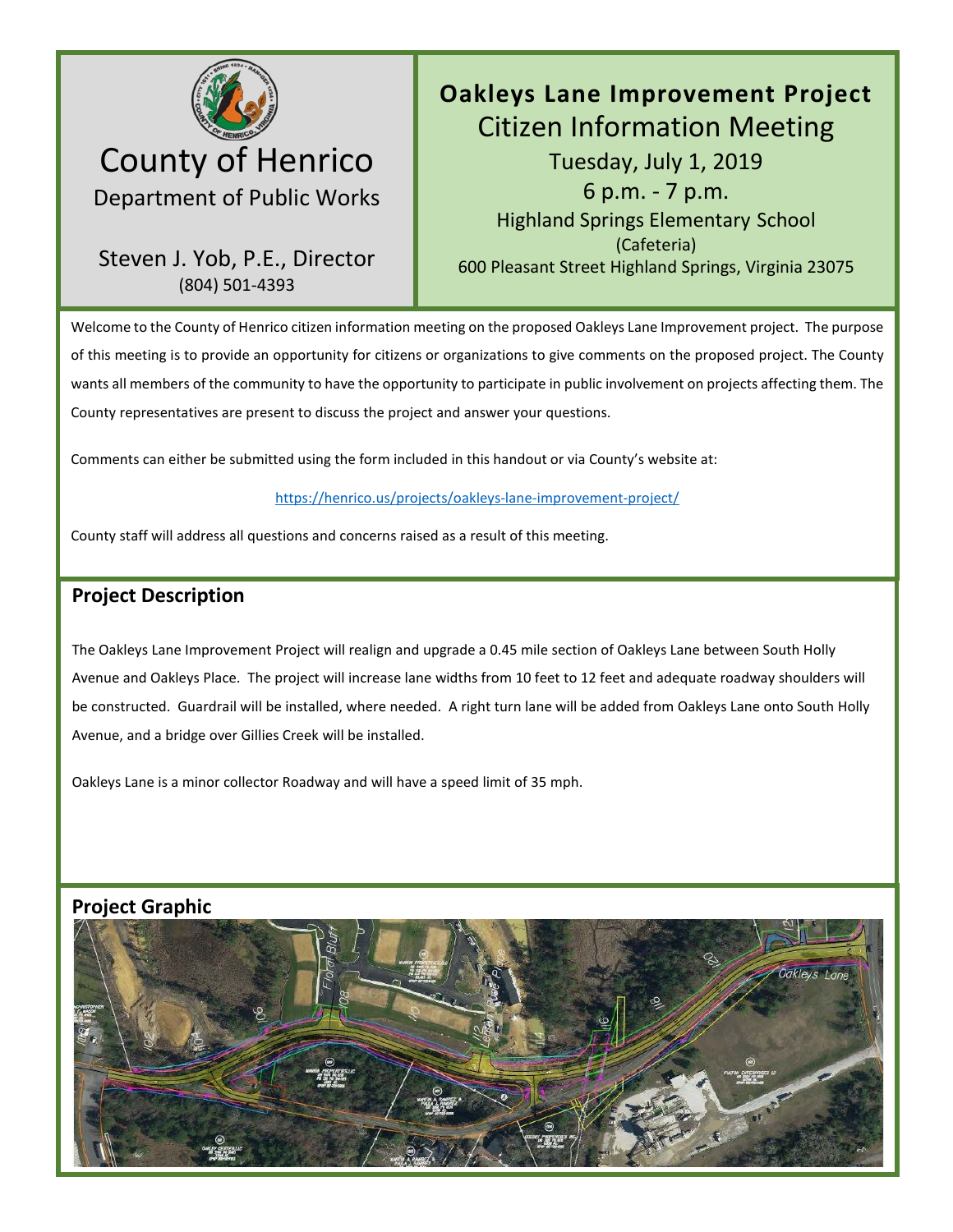# County of Henrico

Department of Public Works

Steven J. Yob, P.E., Director
(804) 501-4393

## Oakleys Lane Improvement Project

Citizen Information Meeting

Tuesday, July 1, 2019

6 p.m. - 7 p.m.

Highland Springs Elementary School
(Cafeteria)
600 Pleasant Street Highland Springs, Virginia 23075

Welcome to the County of Henrico citizen information meeting on the proposed Oakleys Lane Improvement project. The purpose of this meeting is to provide an opportunity for citizens or organizations to give comments on the proposed project. The County wants all members of the community to have the opportunity to participate in public involvement on projects affecting them. The County representatives are present to discuss the project and answer your questions.

Comments can either be submitted using the form included in this handout or via County's website at:

https://henrico.us/projects/oakleys-lane-improvement-project/

County staff will address all questions and concerns raised as a result of this meeting.

## Project Description

The Oakleys Lane Improvement Project will realign and upgrade a 0.45 mile section of Oakleys Lane between South Holly Avenue and Oakleys Place. The project will increase lane widths from 10 feet to 12 feet and adequate roadway shoulders will be constructed. Guardrail will be installed, where needed. A right turn lane will be added from Oakleys Lane onto South Holly Avenue, and a bridge over Gillies Creek will be installed.

Oakleys Lane is a minor collector Roadway and will have a speed limit of 35 mph.

## Project Graphic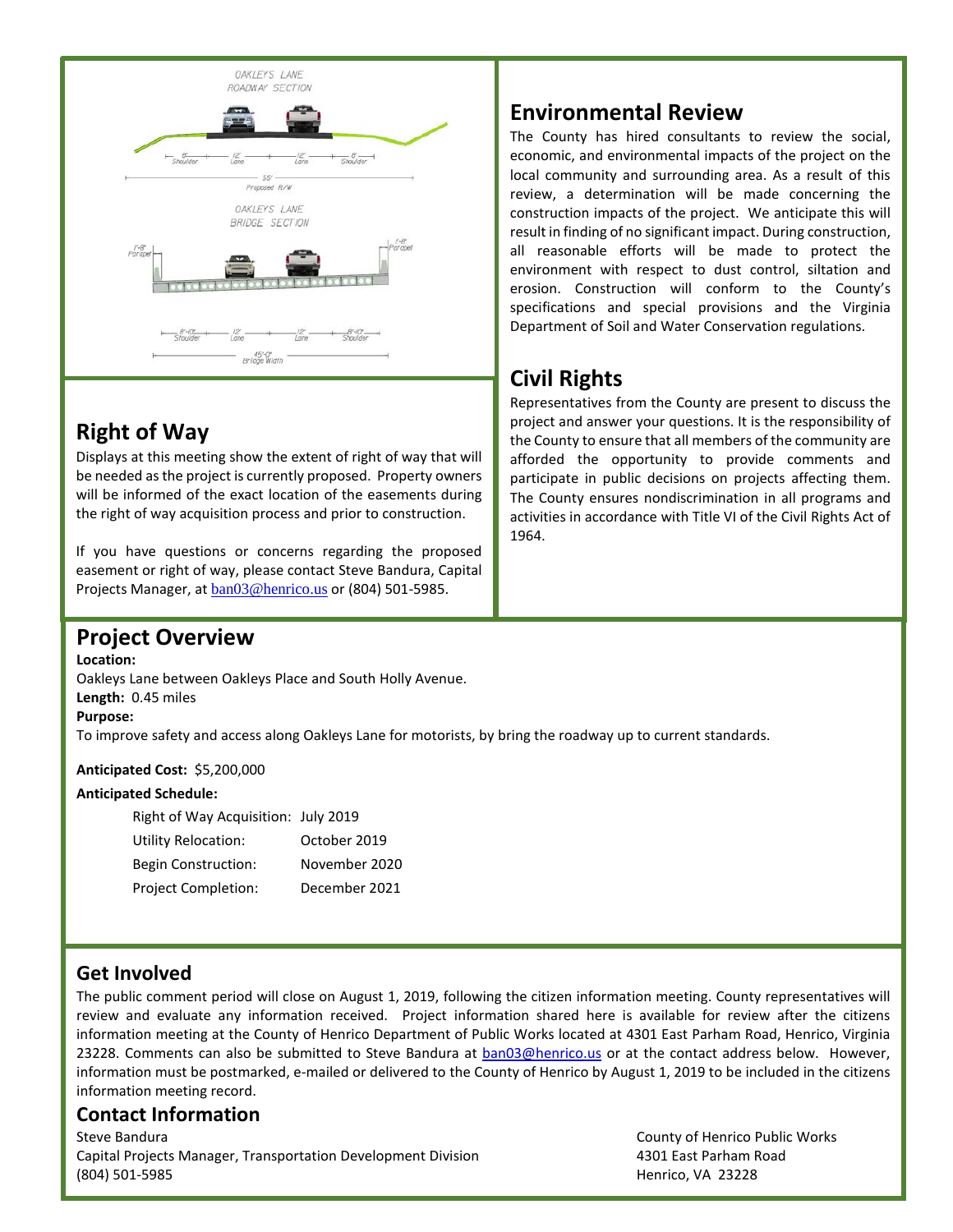OAKLEYS LANE
ROADWAY SECTION

8' Shoulder
12' Lane
12' Lane
8' Shoulder
55' Proposed R/W

OAKLEYS LANE
BRIDGE SECTION

1'-8" Parapet
1'-8" Parapet
8'-10" Shoulder
12' Lane
12' Lane
8'-10" Shoulder
45'-0" Bridge Width

## Right of Way

Displays at this meeting show the extent of right of way that will be needed as the project is currently proposed. Property owners will be informed of the exact location of the easements during the right of way acquisition process and prior to construction.

If you have questions or concerns regarding the proposed easement or right of way, please contact Steve Bandura, Capital Projects Manager, at ban03@henrico.us or (804) 501-5985.

## Environmental Review

The County has hired consultants to review the social, economic, and environmental impacts of the project on the local community and surrounding area. As a result of this review, a determination will be made concerning the construction impacts of the project. We anticipate this will result in finding of no significant impact. During construction, all reasonable efforts will be made to protect the environment with respect to dust control, siltation and erosion. Construction will conform to the County's specifications and special provisions and the Virginia Department of Soil and Water Conservation regulations.

## Civil Rights

Representatives from the County are present to discuss the project and answer your questions. It is the responsibility of the County to ensure that all members of the community are afforded the opportunity to provide comments and participate in public decisions on projects affecting them. The County ensures nondiscrimination in all programs and activities in accordance with Title VI of the Civil Rights Act of 1964.

## Project Overview

**Location:**
Oakleys Lane between Oakleys Place and South Holly Avenue.
**Length:** 0.45 miles
**Purpose:**
To improve safety and access along Oakleys Lane for motorists, by bring the roadway up to current standards.

**Anticipated Cost:** $5,200,000

**Anticipated Schedule:**

| | |
|---|---|
| Right of Way Acquisition: | July 2019 |
| Utility Relocation: | October 2019 |
| Begin Construction: | November 2020 |
| Project Completion: | December 2021 |

## Get Involved

The public comment period will close on August 1, 2019, following the citizen information meeting. County representatives will review and evaluate any information received. Project information shared here is available for review after the citizens information meeting at the County of Henrico Department of Public Works located at 4301 East Parham Road, Henrico, Virginia 23228. Comments can also be submitted to Steve Bandura at ban03@henrico.us or at the contact address below. However, information must be postmarked, e-mailed or delivered to the County of Henrico by August 1, 2019 to be included in the citizens information meeting record.

## Contact Information

Steve Bandura
Capital Projects Manager, Transportation Development Division
(804) 501-5985

County of Henrico Public Works
4301 East Parham Road
Henrico, VA 23228